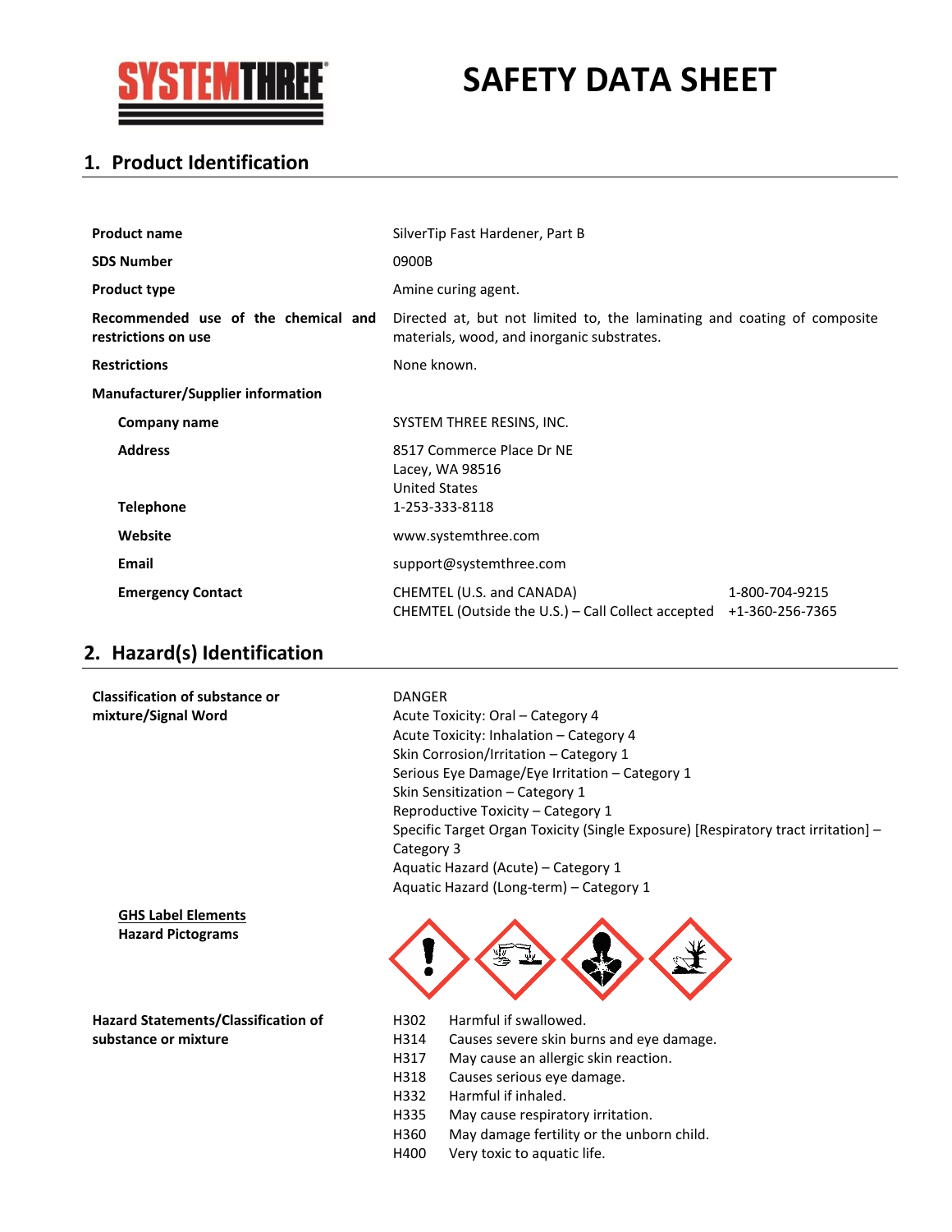SYSTEMTHREE®

# SAFETY DATA SHEET

## 1. Product Identification

| | |
|---|---|
| **Product name** | SilverTip Fast Hardener, Part B |
| **SDS Number** | 0900B |
| **Product type** | Amine curing agent. |
| **Recommended use of the chemical and restrictions on use** | Directed at, but not limited to, the laminating and coating of composite materials, wood, and inorganic substrates. |
| **Restrictions** | None known. |
| **Manufacturer/Supplier information** | |
| **Company name** | SYSTEM THREE RESINS, INC. |
| **Address** | 8517 Commerce Place Dr NE<br>Lacey, WA 98516<br>United States |
| **Telephone** | 1-253-333-8118 |
| **Website** | www.systemthree.com |
| **Email** | support@systemthree.com |
| **Emergency Contact** | CHEMTEL (U.S. and CANADA) 1-800-704-9215<br>CHEMTEL (Outside the U.S.) – Call Collect accepted +1-360-256-7365 |

## 2. Hazard(s) Identification

**Classification of substance or mixture/Signal Word**

DANGER
Acute Toxicity: Oral – Category 4
Acute Toxicity: Inhalation – Category 4
Skin Corrosion/Irritation – Category 1
Serious Eye Damage/Eye Irritation – Category 1
Skin Sensitization – Category 1
Reproductive Toxicity – Category 1
Specific Target Organ Toxicity (Single Exposure) [Respiratory tract irritation] – Category 3
Aquatic Hazard (Acute) – Category 1
Aquatic Hazard (Long-term) – Category 1

**GHS Label Elements**
**Hazard Pictograms**

**Hazard Statements/Classification of substance or mixture**

| | |
|---|---|
| H302 | Harmful if swallowed. |
| H314 | Causes severe skin burns and eye damage. |
| H317 | May cause an allergic skin reaction. |
| H318 | Causes serious eye damage. |
| H332 | Harmful if inhaled. |
| H335 | May cause respiratory irritation. |
| H360 | May damage fertility or the unborn child. |
| H400 | Very toxic to aquatic life. |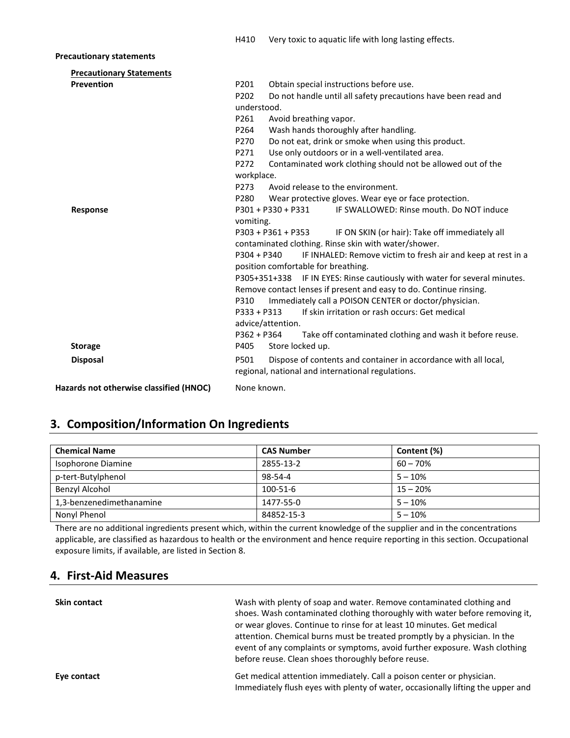H410 Very toxic to aquatic life with long lasting effects.

**Precautionary statements**

**Precautionary Statements**

**Prevention**

P201 Obtain special instructions before use.
P202 Do not handle until all safety precautions have been read and understood.
P261 Avoid breathing vapor.
P264 Wash hands thoroughly after handling.
P270 Do not eat, drink or smoke when using this product.
P271 Use only outdoors or in a well-ventilated area.
P272 Contaminated work clothing should not be allowed out of the workplace.
P273 Avoid release to the environment.
P280 Wear protective gloves. Wear eye or face protection.

**Response**

P301 + P330 + P331 IF SWALLOWED: Rinse mouth. Do NOT induce vomiting.
P303 + P361 + P353 IF ON SKIN (or hair): Take off immediately all contaminated clothing. Rinse skin with water/shower.
P304 + P340 IF INHALED: Remove victim to fresh air and keep at rest in a position comfortable for breathing.
P305+351+338 IF IN EYES: Rinse cautiously with water for several minutes. Remove contact lenses if present and easy to do. Continue rinsing.
P310 Immediately call a POISON CENTER or doctor/physician.
P333 + P313 If skin irritation or rash occurs: Get medical advice/attention.
P362 + P364 Take off contaminated clothing and wash it before reuse.

**Storage**

P405 Store locked up.

**Disposal**

P501 Dispose of contents and container in accordance with all local, regional, national and international regulations.

**Hazards not otherwise classified (HNOC)** None known.

## 3. Composition/Information On Ingredients

| Chemical Name | CAS Number | Content (%) |
|---|---|---|
| Isophorone Diamine | 2855-13-2 | 60 – 70% |
| p-tert-Butylphenol | 98-54-4 | 5 – 10% |
| Benzyl Alcohol | 100-51-6 | 15 – 20% |
| 1,3-benzenedimethanamine | 1477-55-0 | 5 – 10% |
| Nonyl Phenol | 84852-15-3 | 5 – 10% |

There are no additional ingredients present which, within the current knowledge of the supplier and in the concentrations applicable, are classified as hazardous to health or the environment and hence require reporting in this section. Occupational exposure limits, if available, are listed in Section 8.

## 4. First-Aid Measures

**Skin contact**

Wash with plenty of soap and water. Remove contaminated clothing and shoes. Wash contaminated clothing thoroughly with water before removing it, or wear gloves. Continue to rinse for at least 10 minutes. Get medical attention. Chemical burns must be treated promptly by a physician. In the event of any complaints or symptoms, avoid further exposure. Wash clothing before reuse. Clean shoes thoroughly before reuse.

**Eye contact**

Get medical attention immediately. Call a poison center or physician. Immediately flush eyes with plenty of water, occasionally lifting the upper and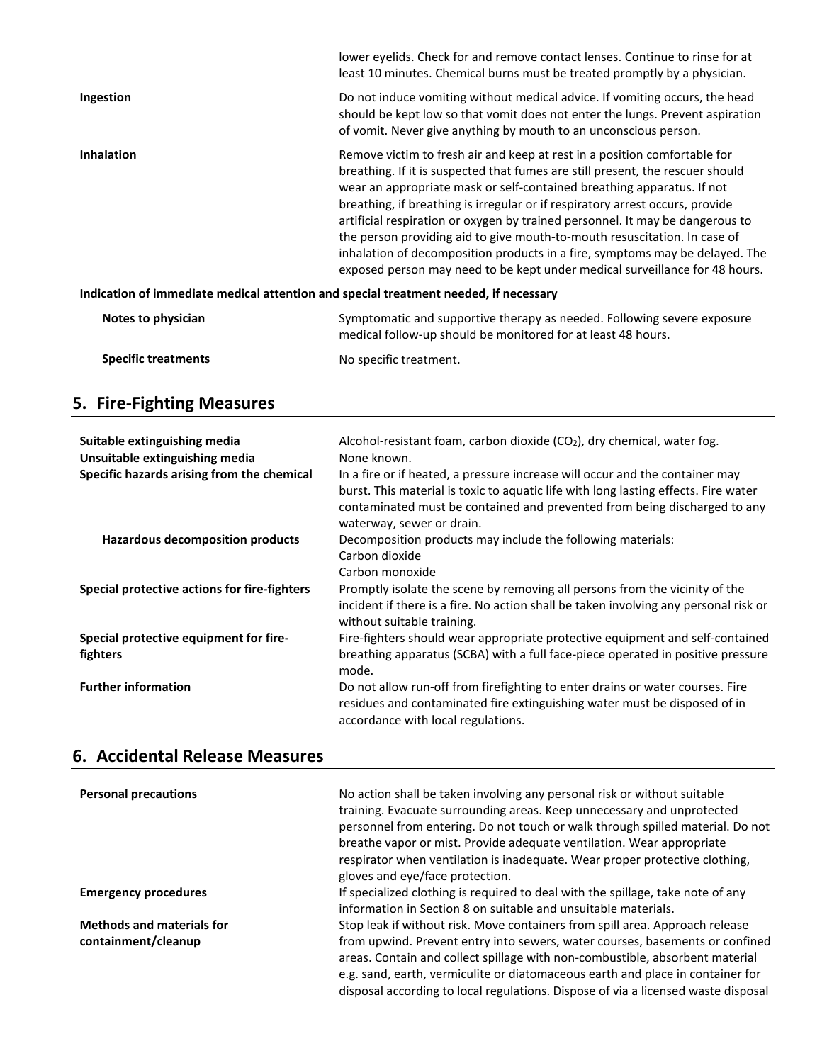lower eyelids. Check for and remove contact lenses. Continue to rinse for at least 10 minutes. Chemical burns must be treated promptly by a physician.

**Ingestion**

Do not induce vomiting without medical advice. If vomiting occurs, the head should be kept low so that vomit does not enter the lungs. Prevent aspiration of vomit. Never give anything by mouth to an unconscious person.

**Inhalation**

Remove victim to fresh air and keep at rest in a position comfortable for breathing. If it is suspected that fumes are still present, the rescuer should wear an appropriate mask or self-contained breathing apparatus. If not breathing, if breathing is irregular or if respiratory arrest occurs, provide artificial respiration or oxygen by trained personnel. It may be dangerous to the person providing aid to give mouth-to-mouth resuscitation. In case of inhalation of decomposition products in a fire, symptoms may be delayed. The exposed person may need to be kept under medical surveillance for 48 hours.

**Indication of immediate medical attention and special treatment needed, if necessary**

**Notes to physician**

Symptomatic and supportive therapy as needed. Following severe exposure medical follow-up should be monitored for at least 48 hours.

**Specific treatments**

No specific treatment.

## 5. Fire-Fighting Measures

**Suitable extinguishing media**

Alcohol-resistant foam, carbon dioxide ($CO_2$), dry chemical, water fog.

**Unsuitable extinguishing media**

None known.

**Specific hazards arising from the chemical**

In a fire or if heated, a pressure increase will occur and the container may burst. This material is toxic to aquatic life with long lasting effects. Fire water contaminated must be contained and prevented from being discharged to any waterway, sewer or drain.

**Hazardous decomposition products**

Decomposition products may include the following materials:
Carbon dioxide
Carbon monoxide

**Special protective actions for fire-fighters**

Promptly isolate the scene by removing all persons from the vicinity of the incident if there is a fire. No action shall be taken involving any personal risk or without suitable training.

**Special protective equipment for fire-fighters**

Fire-fighters should wear appropriate protective equipment and self-contained breathing apparatus (SCBA) with a full face-piece operated in positive pressure mode.

**Further information**

Do not allow run-off from firefighting to enter drains or water courses. Fire residues and contaminated fire extinguishing water must be disposed of in accordance with local regulations.

## 6. Accidental Release Measures

**Personal precautions**

No action shall be taken involving any personal risk or without suitable training. Evacuate surrounding areas. Keep unnecessary and unprotected personnel from entering. Do not touch or walk through spilled material. Do not breathe vapor or mist. Provide adequate ventilation. Wear appropriate respirator when ventilation is inadequate. Wear proper protective clothing, gloves and eye/face protection.

**Emergency procedures**

If specialized clothing is required to deal with the spillage, take note of any information in Section 8 on suitable and unsuitable materials.

**Methods and materials for containment/cleanup**

Stop leak if without risk. Move containers from spill area. Approach release from upwind. Prevent entry into sewers, water courses, basements or confined areas. Contain and collect spillage with non-combustible, absorbent material e.g. sand, earth, vermiculite or diatomaceous earth and place in container for disposal according to local regulations. Dispose of via a licensed waste disposal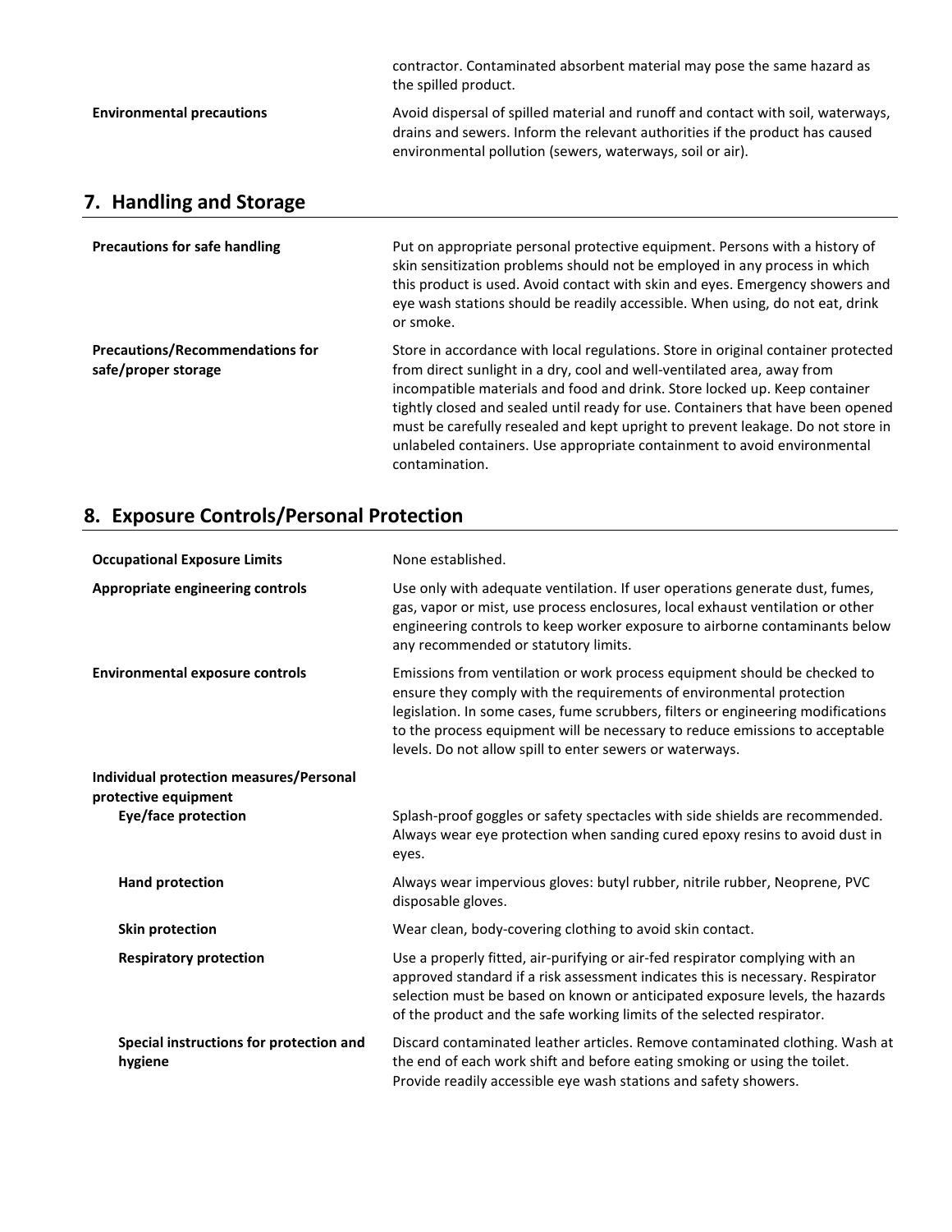| | |
|---|---|
| | contractor. Contaminated absorbent material may pose the same hazard as the spilled product. |
| **Environmental precautions** | Avoid dispersal of spilled material and runoff and contact with soil, waterways, drains and sewers. Inform the relevant authorities if the product has caused environmental pollution (sewers, waterways, soil or air). |

## 7. Handling and Storage

| | |
|---|---|
| **Precautions for safe handling** | Put on appropriate personal protective equipment. Persons with a history of skin sensitization problems should not be employed in any process in which this product is used. Avoid contact with skin and eyes. Emergency showers and eye wash stations should be readily accessible. When using, do not eat, drink or smoke. |
| **Precautions/Recommendations for safe/proper storage** | Store in accordance with local regulations. Store in original container protected from direct sunlight in a dry, cool and well-ventilated area, away from incompatible materials and food and drink. Store locked up. Keep container tightly closed and sealed until ready for use. Containers that have been opened must be carefully resealed and kept upright to prevent leakage. Do not store in unlabeled containers. Use appropriate containment to avoid environmental contamination. |

## 8. Exposure Controls/Personal Protection

| | |
|---|---|
| **Occupational Exposure Limits** | None established. |
| **Appropriate engineering controls** | Use only with adequate ventilation. If user operations generate dust, fumes, gas, vapor or mist, use process enclosures, local exhaust ventilation or other engineering controls to keep worker exposure to airborne contaminants below any recommended or statutory limits. |
| **Environmental exposure controls** | Emissions from ventilation or work process equipment should be checked to ensure they comply with the requirements of environmental protection legislation. In some cases, fume scrubbers, filters or engineering modifications to the process equipment will be necessary to reduce emissions to acceptable levels. Do not allow spill to enter sewers or waterways. |
| **Individual protection measures/Personal protective equipment** | |
| **Eye/face protection** | Splash-proof goggles or safety spectacles with side shields are recommended. Always wear eye protection when sanding cured epoxy resins to avoid dust in eyes. |
| **Hand protection** | Always wear impervious gloves: butyl rubber, nitrile rubber, Neoprene, PVC disposable gloves. |
| **Skin protection** | Wear clean, body-covering clothing to avoid skin contact. |
| **Respiratory protection** | Use a properly fitted, air-purifying or air-fed respirator complying with an approved standard if a risk assessment indicates this is necessary. Respirator selection must be based on known or anticipated exposure levels, the hazards of the product and the safe working limits of the selected respirator. |
| **Special instructions for protection and hygiene** | Discard contaminated leather articles. Remove contaminated clothing. Wash at the end of each work shift and before eating smoking or using the toilet. Provide readily accessible eye wash stations and safety showers. |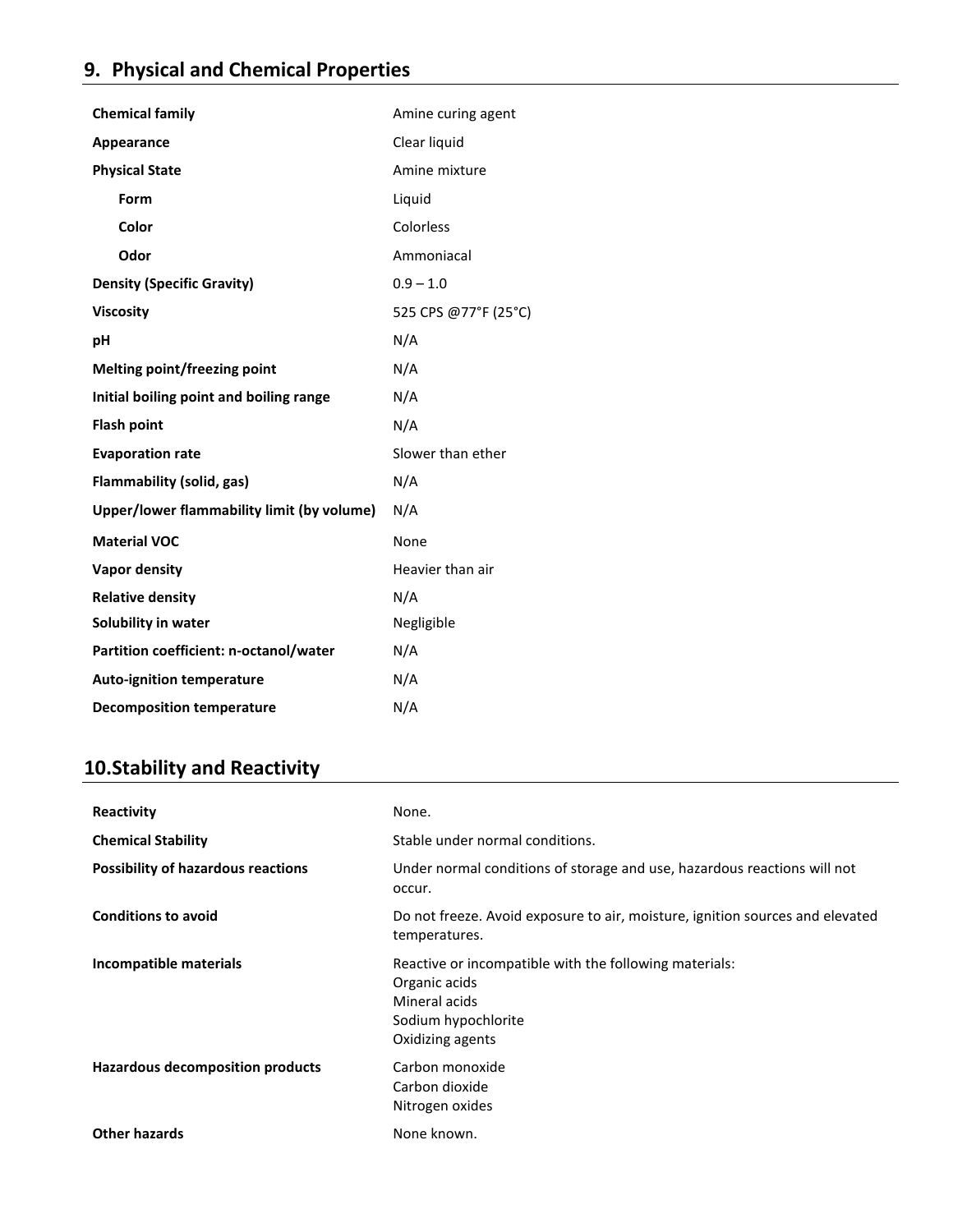## 9. Physical and Chemical Properties

| | |
|---|---|
| **Chemical family** | Amine curing agent |
| **Appearance** | Clear liquid |
| **Physical State** | Amine mixture |
| **Form** | Liquid |
| **Color** | Colorless |
| **Odor** | Ammoniacal |
| **Density (Specific Gravity)** | 0.9 – 1.0 |
| **Viscosity** | 525 CPS @77°F (25°C) |
| **pH** | N/A |
| **Melting point/freezing point** | N/A |
| **Initial boiling point and boiling range** | N/A |
| **Flash point** | N/A |
| **Evaporation rate** | Slower than ether |
| **Flammability (solid, gas)** | N/A |
| **Upper/lower flammability limit (by volume)** | N/A |
| **Material VOC** | None |
| **Vapor density** | Heavier than air |
| **Relative density** | N/A |
| **Solubility in water** | Negligible |
| **Partition coefficient: n-octanol/water** | N/A |
| **Auto-ignition temperature** | N/A |
| **Decomposition temperature** | N/A |

## 10. Stability and Reactivity

| | |
|---|---|
| **Reactivity** | None. |
| **Chemical Stability** | Stable under normal conditions. |
| **Possibility of hazardous reactions** | Under normal conditions of storage and use, hazardous reactions will not occur. |
| **Conditions to avoid** | Do not freeze. Avoid exposure to air, moisture, ignition sources and elevated temperatures. |
| **Incompatible materials** | Reactive or incompatible with the following materials:<br>Organic acids<br>Mineral acids<br>Sodium hypochlorite<br>Oxidizing agents |
| **Hazardous decomposition products** | Carbon monoxide<br>Carbon dioxide<br>Nitrogen oxides |
| **Other hazards** | None known. |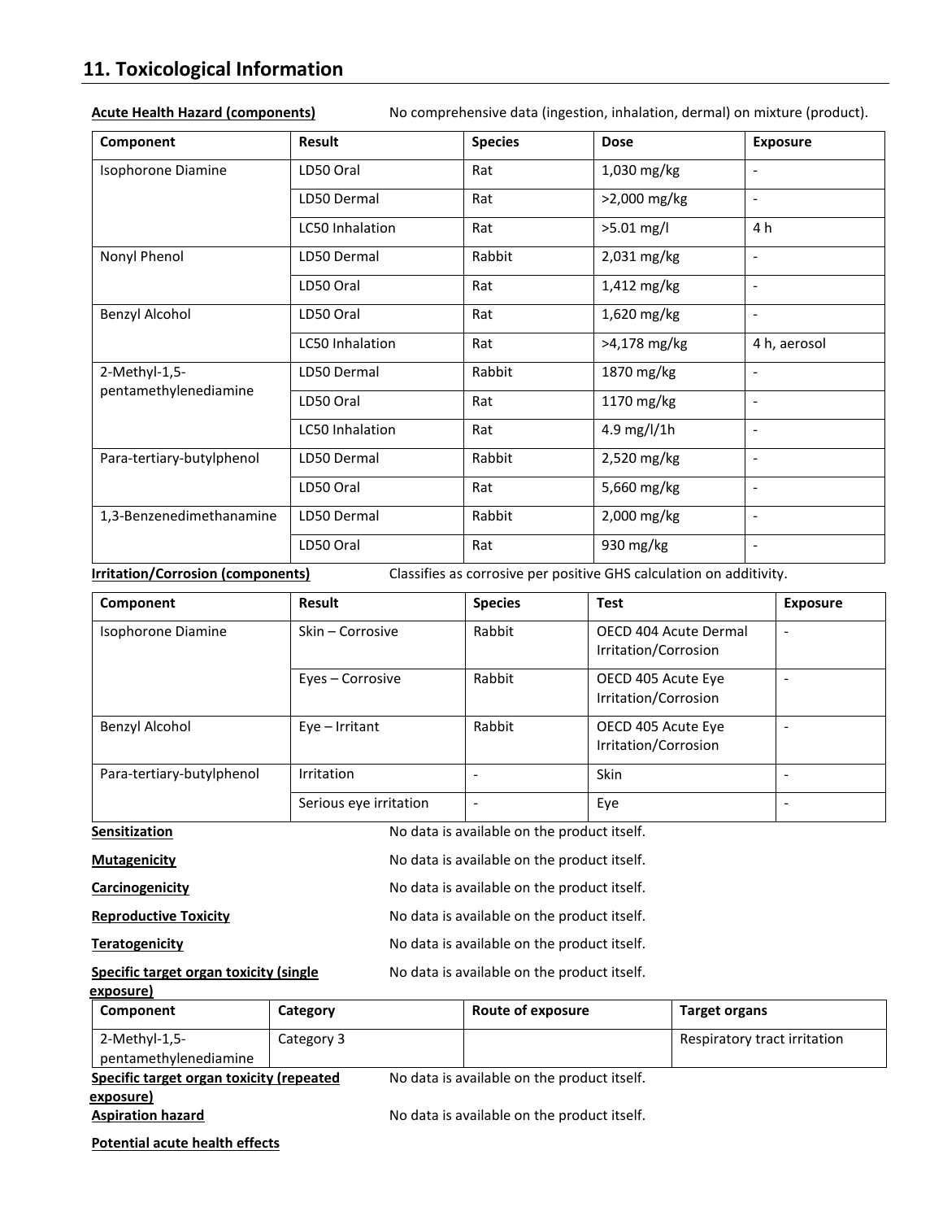## 11. Toxicological Information

**Acute Health Hazard (components)** No comprehensive data (ingestion, inhalation, dermal) on mixture (product).

| Component | Result | Species | Dose | Exposure |
|---|---|---|---|---|
| Isophorone Diamine | LD50 Oral | Rat | 1,030 mg/kg | - |
| | LD50 Dermal | Rat | >2,000 mg/kg | - |
| | LC50 Inhalation | Rat | >5.01 mg/l | 4 h |
| Nonyl Phenol | LD50 Dermal | Rabbit | 2,031 mg/kg | - |
| | LD50 Oral | Rat | 1,412 mg/kg | - |
| Benzyl Alcohol | LD50 Oral | Rat | 1,620 mg/kg | - |
| | LC50 Inhalation | Rat | >4,178 mg/kg | 4 h, aerosol |
| 2-Methyl-1,5-pentamethylenediamine | LD50 Dermal | Rabbit | 1870 mg/kg | - |
| | LD50 Oral | Rat | 1170 mg/kg | - |
| | LC50 Inhalation | Rat | 4.9 mg/l/1h | - |
| Para-tertiary-butylphenol | LD50 Dermal | Rabbit | 2,520 mg/kg | - |
| | LD50 Oral | Rat | 5,660 mg/kg | - |
| 1,3-Benzenedimethanamine | LD50 Dermal | Rabbit | 2,000 mg/kg | - |
| | LD50 Oral | Rat | 930 mg/kg | - |

**Irritation/Corrosion (components)** Classifies as corrosive per positive GHS calculation on additivity.

| Component | Result | Species | Test | Exposure |
|---|---|---|---|---|
| Isophorone Diamine | Skin – Corrosive | Rabbit | OECD 404 Acute Dermal Irritation/Corrosion | - |
| | Eyes – Corrosive | Rabbit | OECD 405 Acute Eye Irritation/Corrosion | - |
| Benzyl Alcohol | Eye – Irritant | Rabbit | OECD 405 Acute Eye Irritation/Corrosion | - |
| Para-tertiary-butylphenol | Irritation | - | Skin | - |
| | Serious eye irritation | - | Eye | - |

**Sensitization** No data is available on the product itself.

**Mutagenicity** No data is available on the product itself.

**Carcinogenicity** No data is available on the product itself.

**Reproductive Toxicity** No data is available on the product itself.

**Teratogenicity** No data is available on the product itself.

**Specific target organ toxicity (single exposure)** No data is available on the product itself.

| Component | Category | Route of exposure | Target organs |
|---|---|---|---|
| 2-Methyl-1,5-pentamethylenediamine | Category 3 | | Respiratory tract irritation |

**Specific target organ toxicity (repeated exposure)** No data is available on the product itself.

**Aspiration hazard** No data is available on the product itself.

**Potential acute health effects**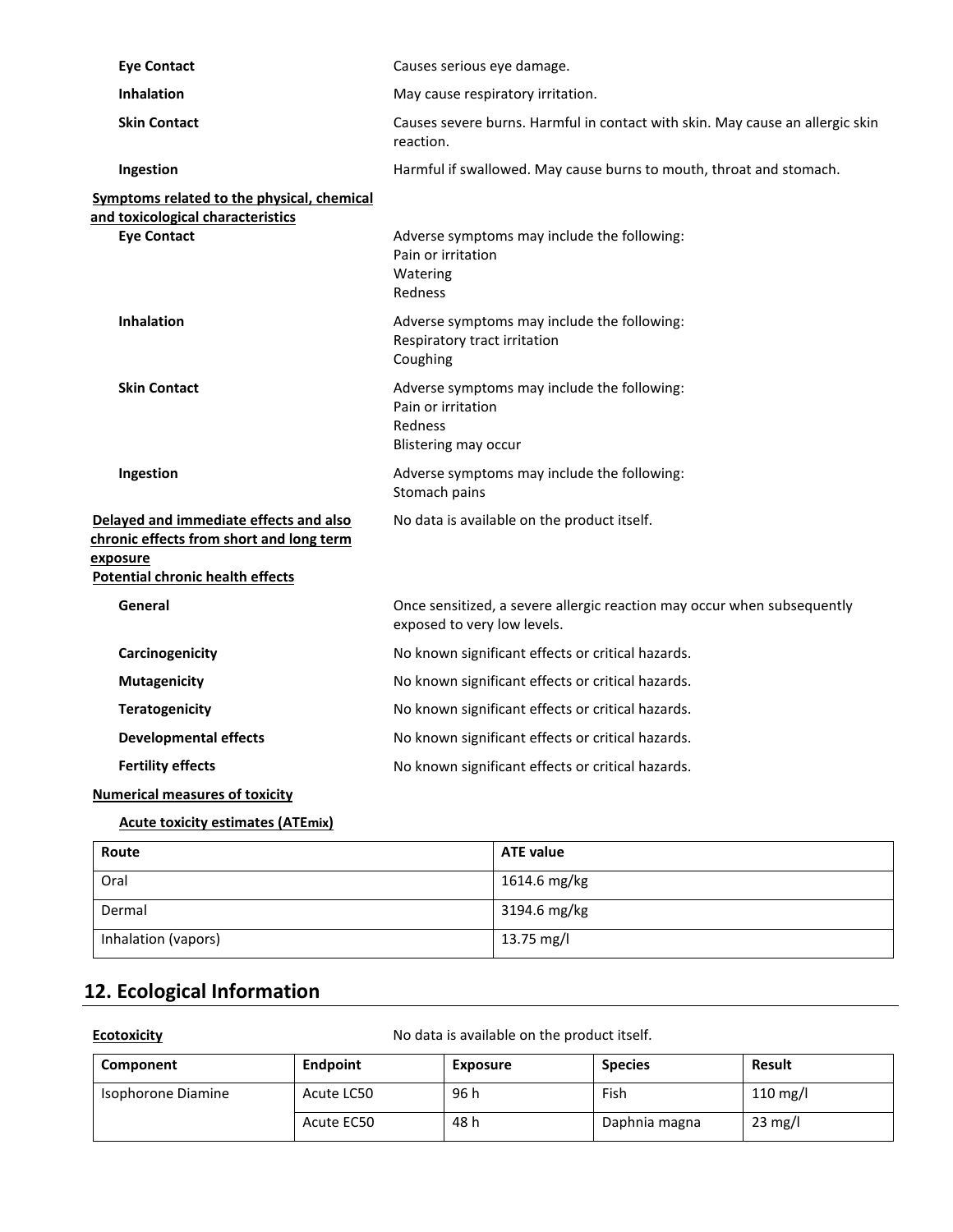**Eye Contact** Causes serious eye damage.

**Inhalation** May cause respiratory irritation.

**Skin Contact** Causes severe burns. Harmful in contact with skin. May cause an allergic skin reaction.

**Ingestion** Harmful if swallowed. May cause burns to mouth, throat and stomach.

**Symptoms related to the physical, chemical and toxicological characteristics**

**Eye Contact** Adverse symptoms may include the following:
Pain or irritation
Watering
Redness

**Inhalation** Adverse symptoms may include the following:
Respiratory tract irritation
Coughing

**Skin Contact** Adverse symptoms may include the following:
Pain or irritation
Redness
Blistering may occur

**Ingestion** Adverse symptoms may include the following:
Stomach pains

**Delayed and immediate effects and also chronic effects from short and long term exposure** No data is available on the product itself.

**Potential chronic health effects**

**General** Once sensitized, a severe allergic reaction may occur when subsequently exposed to very low levels.

**Carcinogenicity** No known significant effects or critical hazards.

**Mutagenicity** No known significant effects or critical hazards.

**Teratogenicity** No known significant effects or critical hazards.

**Developmental effects** No known significant effects or critical hazards.

**Fertility effects** No known significant effects or critical hazards.

**Numerical measures of toxicity**

**Acute toxicity estimates (ATEmix)**

| Route | ATE value |
| --- | --- |
| Oral | 1614.6 mg/kg |
| Dermal | 3194.6 mg/kg |
| Inhalation (vapors) | 13.75 mg/l |

## 12. Ecological Information

**Ecotoxicity** No data is available on the product itself.

| Component | Endpoint | Exposure | Species | Result |
| --- | --- | --- | --- | --- |
| Isophorone Diamine | Acute LC50 | 96 h | Fish | 110 mg/l |
| | Acute EC50 | 48 h | Daphnia magna | 23 mg/l |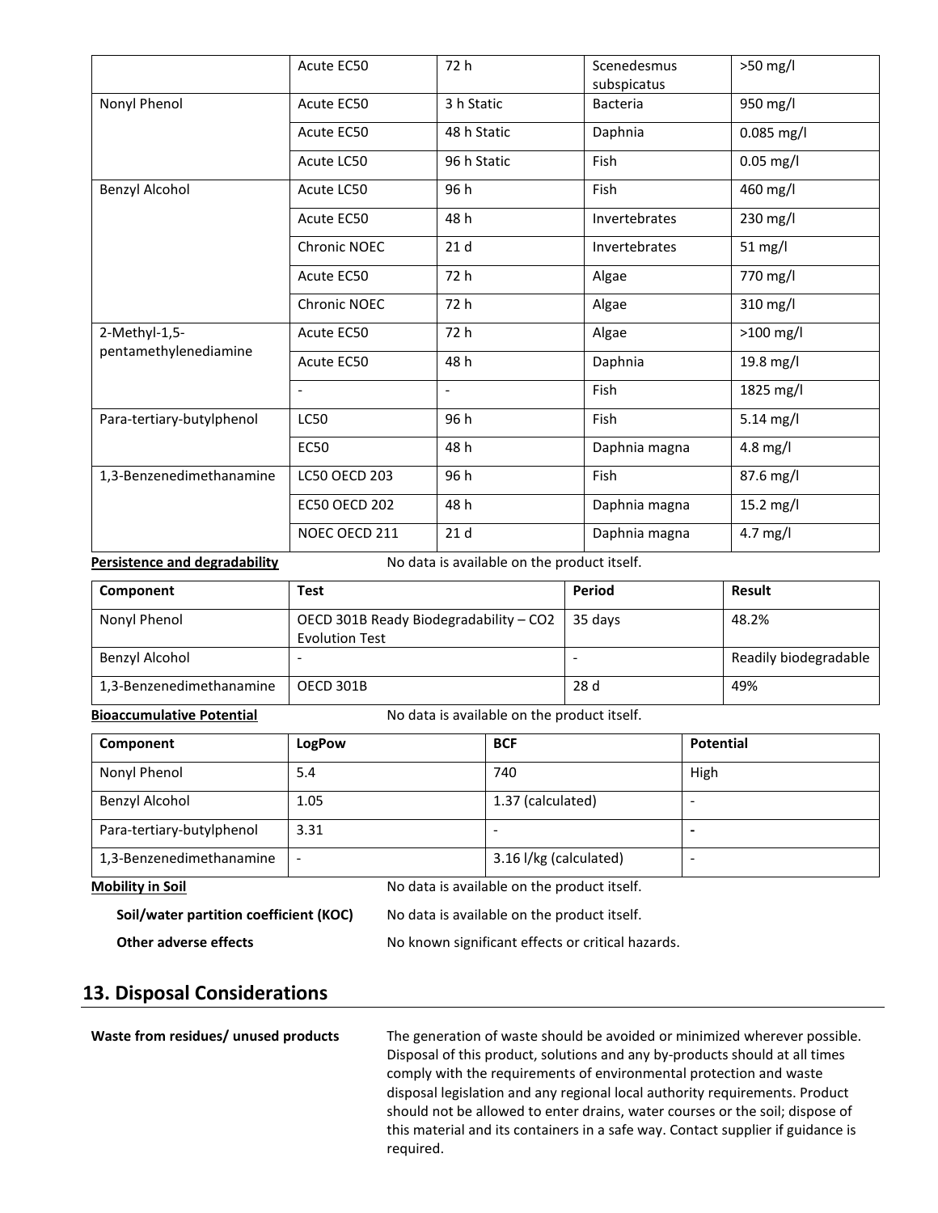|  | Acute EC50 | 72 h | Scenedesmus subspicatus | >50 mg/l |
|---|---|---|---|---|
| Nonyl Phenol | Acute EC50 | 3 h Static | Bacteria | 950 mg/l |
|  | Acute EC50 | 48 h Static | Daphnia | 0.085 mg/l |
|  | Acute LC50 | 96 h Static | Fish | 0.05 mg/l |
| Benzyl Alcohol | Acute LC50 | 96 h | Fish | 460 mg/l |
|  | Acute EC50 | 48 h | Invertebrates | 230 mg/l |
|  | Chronic NOEC | 21 d | Invertebrates | 51 mg/l |
|  | Acute EC50 | 72 h | Algae | 770 mg/l |
|  | Chronic NOEC | 72 h | Algae | 310 mg/l |
| 2-Methyl-1,5-pentamethylenediamine | Acute EC50 | 72 h | Algae | >100 mg/l |
|  | Acute EC50 | 48 h | Daphnia | 19.8 mg/l |
|  | - | - | Fish | 1825 mg/l |
| Para-tertiary-butylphenol | LC50 | 96 h | Fish | 5.14 mg/l |
|  | EC50 | 48 h | Daphnia magna | 4.8 mg/l |
| 1,3-Benzenedimethanamine | LC50 OECD 203 | 96 h | Fish | 87.6 mg/l |
|  | EC50 OECD 202 | 48 h | Daphnia magna | 15.2 mg/l |
|  | NOEC OECD 211 | 21 d | Daphnia magna | 4.7 mg/l |

**Persistence and degradability** No data is available on the product itself.

| Component | Test | Period | Result |
|---|---|---|---|
| Nonyl Phenol | OECD 301B Ready Biodegradability – CO2 Evolution Test | 35 days | 48.2% |
| Benzyl Alcohol | - | - | Readily biodegradable |
| 1,3-Benzenedimethanamine | OECD 301B | 28 d | 49% |

**Bioaccumulative Potential** No data is available on the product itself.

| Component | LogPow | BCF | Potential |
|---|---|---|---|
| Nonyl Phenol | 5.4 | 740 | High |
| Benzyl Alcohol | 1.05 | 1.37 (calculated) | - |
| Para-tertiary-butylphenol | 3.31 | - | - |
| 1,3-Benzenedimethanamine | - | 3.16 l/kg (calculated) | - |

**Mobility in Soil** No data is available on the product itself.

**Soil/water partition coefficient (KOC)** No data is available on the product itself.

**Other adverse effects** No known significant effects or critical hazards.

## 13. Disposal Considerations

**Waste from residues/ unused products** The generation of waste should be avoided or minimized wherever possible. Disposal of this product, solutions and any by-products should at all times comply with the requirements of environmental protection and waste disposal legislation and any regional local authority requirements. Product should not be allowed to enter drains, water courses or the soil; dispose of this material and its containers in a safe way. Contact supplier if guidance is required.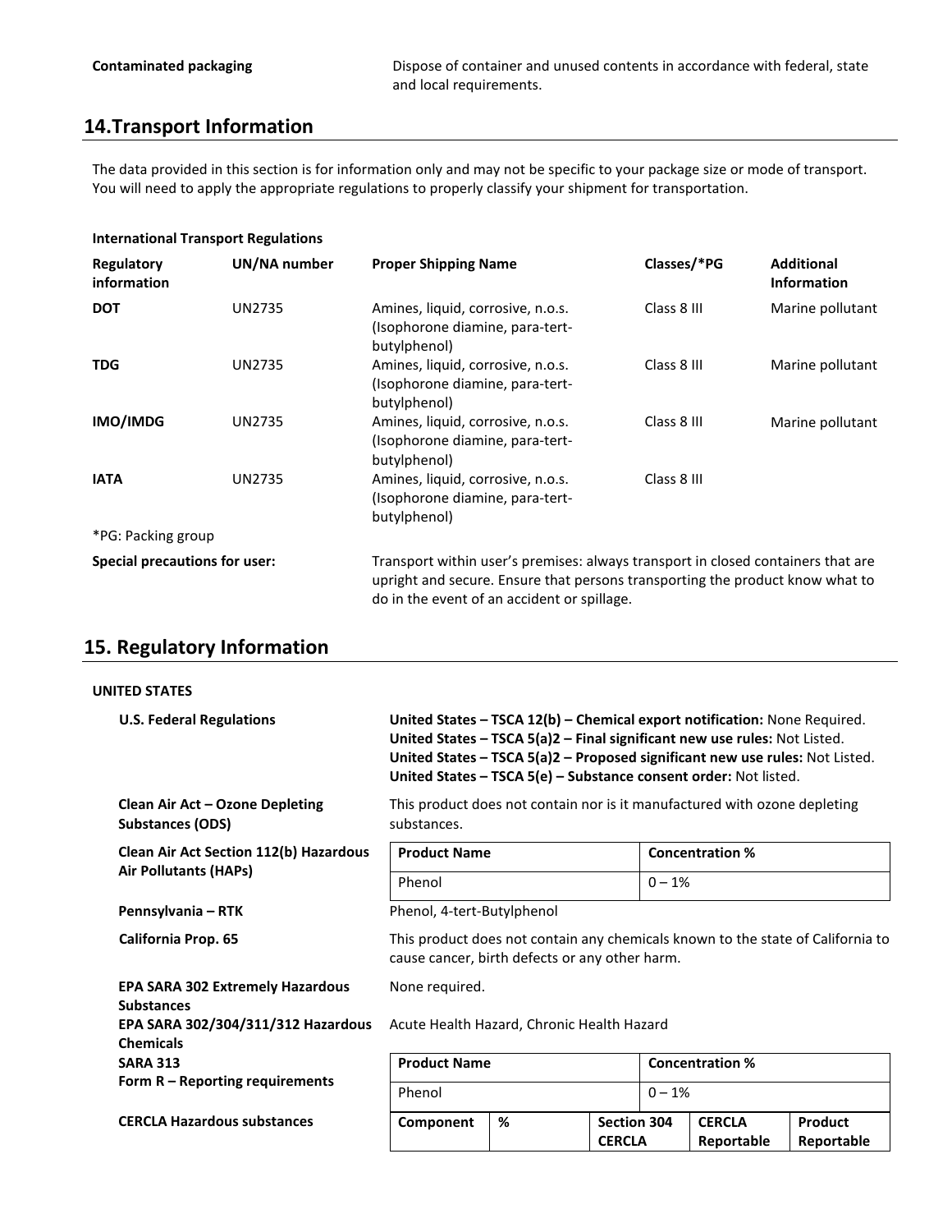| | |
|---|---|
| **Contaminated packaging** | Dispose of container and unused contents in accordance with federal, state and local requirements. |

## 14.Transport Information

The data provided in this section is for information only and may not be specific to your package size or mode of transport. You will need to apply the appropriate regulations to properly classify your shipment for transportation.

**International Transport Regulations**

| Regulatory information | UN/NA number | Proper Shipping Name | Classes/*PG | Additional Information |
|---|---|---|---|---|
| **DOT** | UN2735 | Amines, liquid, corrosive, n.o.s. (Isophorone diamine, para-tert-butylphenol) | Class 8 III | Marine pollutant |
| **TDG** | UN2735 | Amines, liquid, corrosive, n.o.s. (Isophorone diamine, para-tert-butylphenol) | Class 8 III | Marine pollutant |
| **IMO/IMDG** | UN2735 | Amines, liquid, corrosive, n.o.s. (Isophorone diamine, para-tert-butylphenol) | Class 8 III | Marine pollutant |
| **IATA** | UN2735 | Amines, liquid, corrosive, n.o.s. (Isophorone diamine, para-tert-butylphenol) | Class 8 III | |

*PG: Packing group

**Special precautions for user:** Transport within user's premises: always transport in closed containers that are upright and secure. Ensure that persons transporting the product know what to do in the event of an accident or spillage.

## 15. Regulatory Information

**UNITED STATES**

**U.S. Federal Regulations**

**United States – TSCA 12(b) – Chemical export notification:** None Required.
**United States – TSCA 5(a)2 – Final significant new use rules:** Not Listed.
**United States – TSCA 5(a)2 – Proposed significant new use rules:** Not Listed.
**United States – TSCA 5(e) – Substance consent order:** Not listed.

**Clean Air Act – Ozone Depleting Substances (ODS)**

This product does not contain nor is it manufactured with ozone depleting substances.

**Clean Air Act Section 112(b) Hazardous Air Pollutants (HAPs)**

| Product Name | Concentration % |
|---|---|
| Phenol | 0 – 1% |

**Pennsylvania – RTK**

Phenol, 4-tert-Butylphenol

**California Prop. 65**

This product does not contain any chemicals known to the state of California to cause cancer, birth defects or any other harm.

**EPA SARA 302 Extremely Hazardous Substances**

None required.

**EPA SARA 302/304/311/312 Hazardous Chemicals**

Acute Health Hazard, Chronic Health Hazard

**SARA 313**
**Form R – Reporting requirements**

| Product Name | Concentration % |
|---|---|
| Phenol | 0 – 1% |

**CERCLA Hazardous substances**

| Component | % | Section 304 CERCLA | CERCLA Reportable | Product Reportable |
|---|---|---|---|---|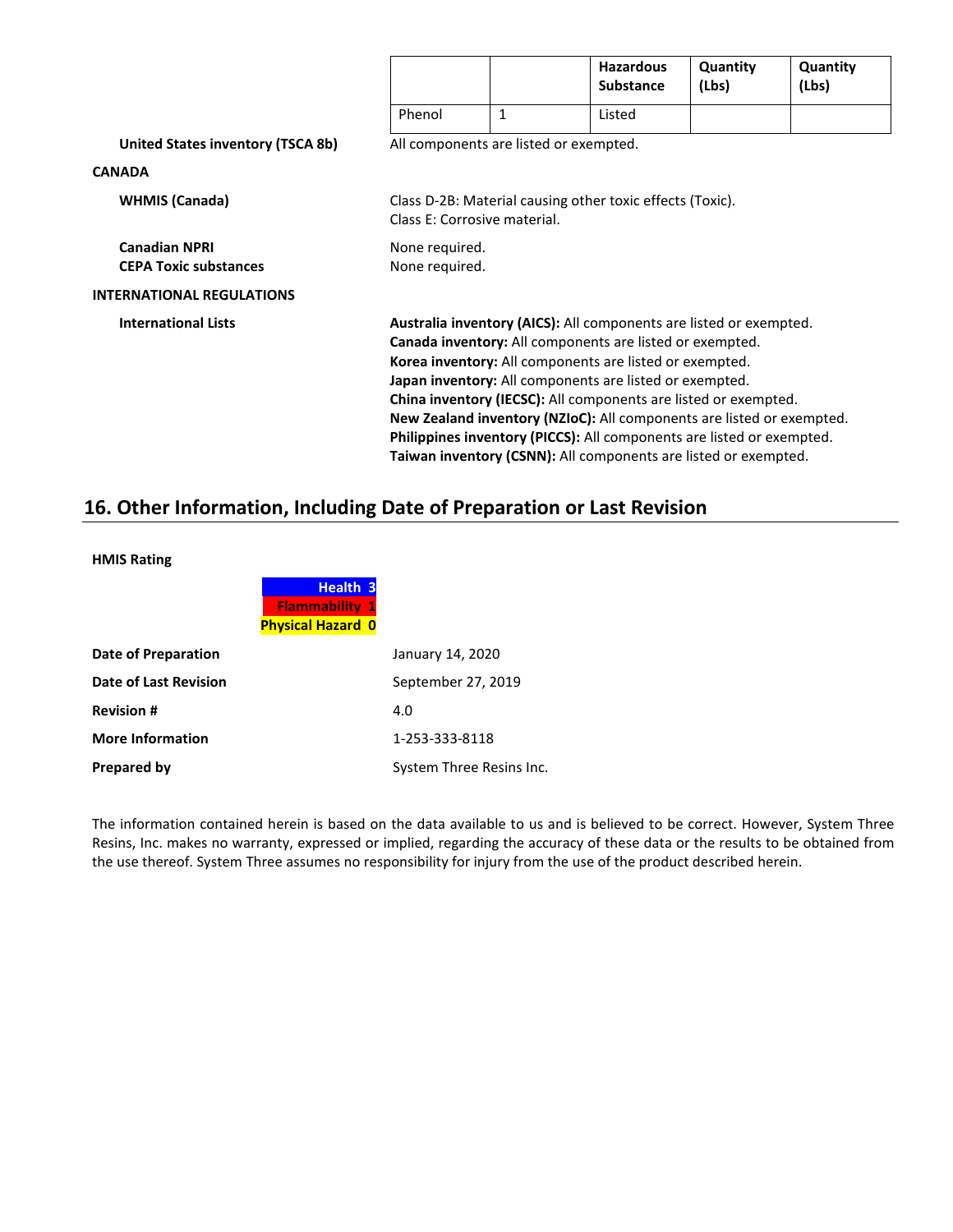| | | Hazardous Substance | Quantity (Lbs) | Quantity (Lbs) |
|---|---|---|---|---|
| Phenol | 1 | Listed | | |

**United States inventory (TSCA 8b)** All components are listed or exempted.

**CANADA**

**WHMIS (Canada)**
Class D-2B: Material causing other toxic effects (Toxic).
Class E: Corrosive material.

**Canadian NPRI** None required.
**CEPA Toxic substances** None required.

**INTERNATIONAL REGULATIONS**

**International Lists**

**Australia inventory (AICS):** All components are listed or exempted.
**Canada inventory:** All components are listed or exempted.
**Korea inventory:** All components are listed or exempted.
**Japan inventory:** All components are listed or exempted.
**China inventory (IECSC):** All components are listed or exempted.
**New Zealand inventory (NZIoC):** All components are listed or exempted.
**Philippines inventory (PICCS):** All components are listed or exempted.
**Taiwan inventory (CSNN):** All components are listed or exempted.

## 16. Other Information, Including Date of Preparation or Last Revision

**HMIS Rating**

| | |
|---|---|
| Health | 3 |
| Flammability | 1 |
| Physical Hazard | 0 |

**Date of Preparation** January 14, 2020

**Date of Last Revision** September 27, 2019

**Revision #** 4.0

**More Information** 1-253-333-8118

**Prepared by** System Three Resins Inc.

The information contained herein is based on the data available to us and is believed to be correct. However, System Three Resins, Inc. makes no warranty, expressed or implied, regarding the accuracy of these data or the results to be obtained from the use thereof. System Three assumes no responsibility for injury from the use of the product described herein.